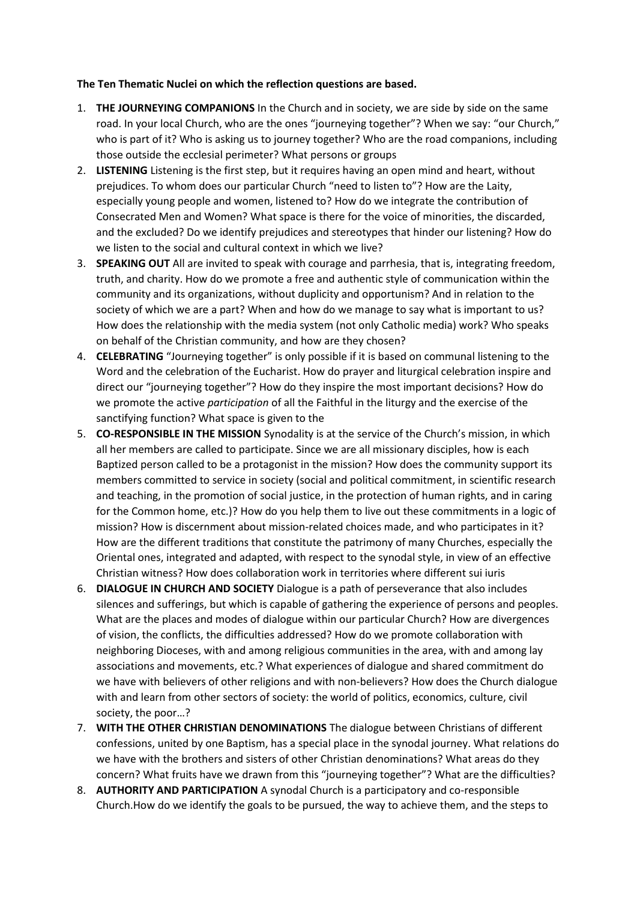**The Ten Thematic Nuclei on which the reflection questions are based.**

1. **THE JOURNEYING COMPANIONS** In the Church and in society, we are side by side on the same road. In your local Church, who are the ones "journeying together"? When we say: "our Church," who is part of it? Who is asking us to journey together? Who are the road companions, including those outside the ecclesial perimeter? What persons or groups
2. **LISTENING** Listening is the first step, but it requires having an open mind and heart, without prejudices. To whom does our particular Church "need to listen to"? How are the Laity, especially young people and women, listened to? How do we integrate the contribution of Consecrated Men and Women? What space is there for the voice of minorities, the discarded, and the excluded? Do we identify prejudices and stereotypes that hinder our listening? How do we listen to the social and cultural context in which we live?
3. **SPEAKING OUT** All are invited to speak with courage and parrhesia, that is, integrating freedom, truth, and charity. How do we promote a free and authentic style of communication within the community and its organizations, without duplicity and opportunism? And in relation to the society of which we are a part? When and how do we manage to say what is important to us? How does the relationship with the media system (not only Catholic media) work? Who speaks on behalf of the Christian community, and how are they chosen?
4. **CELEBRATING** "Journeying together" is only possible if it is based on communal listening to the Word and the celebration of the Eucharist. How do prayer and liturgical celebration inspire and direct our "journeying together"? How do they inspire the most important decisions? How do we promote the active *participation* of all the Faithful in the liturgy and the exercise of the sanctifying function? What space is given to the
5. **CO-RESPONSIBLE IN THE MISSION** Synodality is at the service of the Church's mission, in which all her members are called to participate. Since we are all missionary disciples, how is each Baptized person called to be a protagonist in the mission? How does the community support its members committed to service in society (social and political commitment, in scientific research and teaching, in the promotion of social justice, in the protection of human rights, and in caring for the Common home, etc.)? How do you help them to live out these commitments in a logic of mission? How is discernment about mission-related choices made, and who participates in it? How are the different traditions that constitute the patrimony of many Churches, especially the Oriental ones, integrated and adapted, with respect to the synodal style, in view of an effective Christian witness? How does collaboration work in territories where different sui iuris
6. **DIALOGUE IN CHURCH AND SOCIETY** Dialogue is a path of perseverance that also includes silences and sufferings, but which is capable of gathering the experience of persons and peoples. What are the places and modes of dialogue within our particular Church? How are divergences of vision, the conflicts, the difficulties addressed? How do we promote collaboration with neighboring Dioceses, with and among religious communities in the area, with and among lay associations and movements, etc.? What experiences of dialogue and shared commitment do we have with believers of other religions and with non-believers? How does the Church dialogue with and learn from other sectors of society: the world of politics, economics, culture, civil society, the poor…?
7. **WITH THE OTHER CHRISTIAN DENOMINATIONS** The dialogue between Christians of different confessions, united by one Baptism, has a special place in the synodal journey. What relations do we have with the brothers and sisters of other Christian denominations? What areas do they concern? What fruits have we drawn from this "journeying together"? What are the difficulties?
8. **AUTHORITY AND PARTICIPATION** A synodal Church is a participatory and co-responsible Church.How do we identify the goals to be pursued, the way to achieve them, and the steps to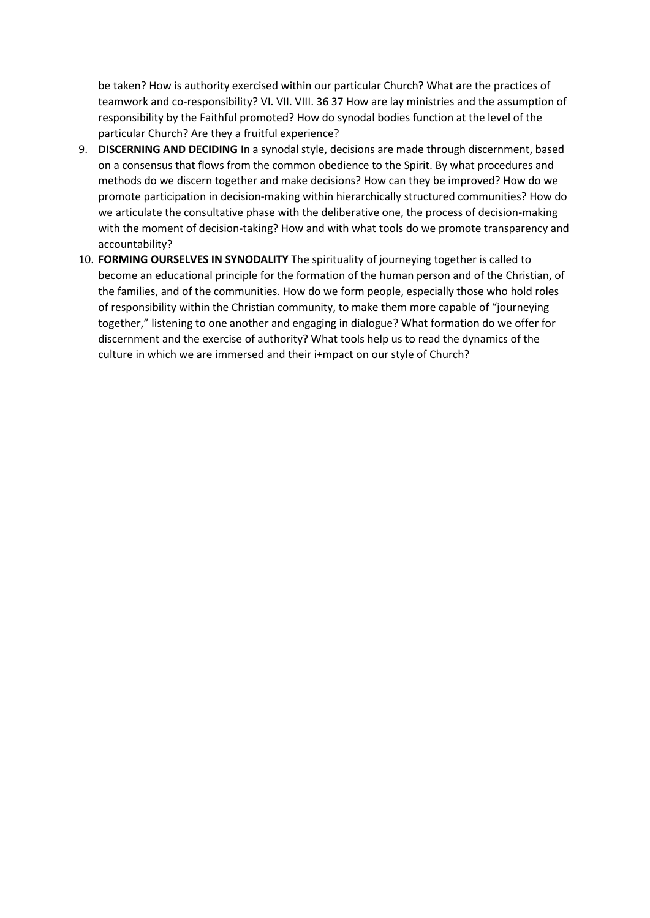be taken? How is authority exercised within our particular Church? What are the practices of teamwork and co-responsibility? VI. VII. VIII. 36 37 How are lay ministries and the assumption of responsibility by the Faithful promoted? How do synodal bodies function at the level of the particular Church? Are they a fruitful experience?

9. **DISCERNING AND DECIDING** In a synodal style, decisions are made through discernment, based on a consensus that flows from the common obedience to the Spirit. By what procedures and methods do we discern together and make decisions? How can they be improved? How do we promote participation in decision-making within hierarchically structured communities? How do we articulate the consultative phase with the deliberative one, the process of decision-making with the moment of decision-taking? How and with what tools do we promote transparency and accountability?
10. **FORMING OURSELVES IN SYNODALITY** The spirituality of journeying together is called to become an educational principle for the formation of the human person and of the Christian, of the families, and of the communities. How do we form people, especially those who hold roles of responsibility within the Christian community, to make them more capable of "journeying together," listening to one another and engaging in dialogue? What formation do we offer for discernment and the exercise of authority? What tools help us to read the dynamics of the culture in which we are immersed and their i+mpact on our style of Church?